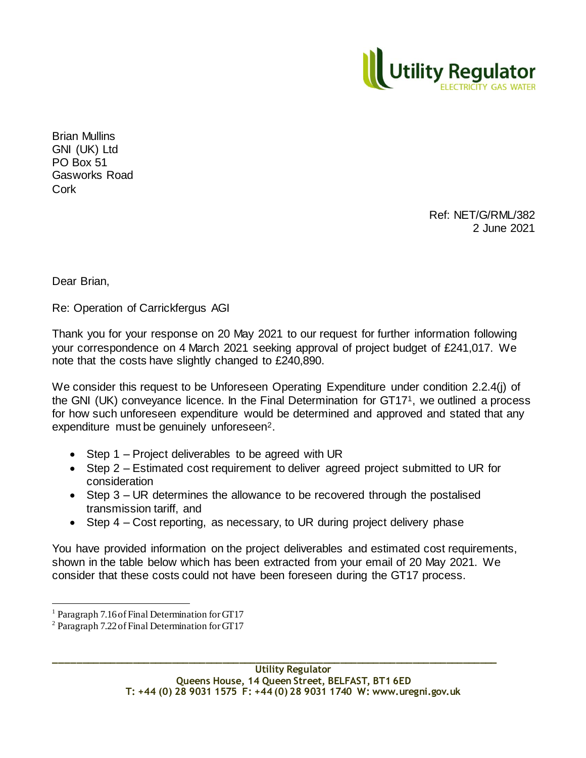Utility Regulator
ELECTRICITY GAS WATER

Brian Mullins
GNI (UK) Ltd
PO Box 51
Gasworks Road
Cork

Ref: NET/G/RML/382
2 June 2021

Dear Brian,

Re: Operation of Carrickfergus AGI

Thank you for your response on 20 May 2021 to our request for further information following your correspondence on 4 March 2021 seeking approval of project budget of £241,017. We note that the costs have slightly changed to £240,890.

We consider this request to be Unforeseen Operating Expenditure under condition 2.2.4(j) of the GNI (UK) conveyance licence. In the Final Determination for GT17[1], we outlined a process for how such unforeseen expenditure would be determined and approved and stated that any expenditure must be genuinely unforeseen[2].

- Step 1 – Project deliverables to be agreed with UR
- Step 2 – Estimated cost requirement to deliver agreed project submitted to UR for consideration
- Step 3 – UR determines the allowance to be recovered through the postalised transmission tariff, and
- Step 4 – Cost reporting, as necessary, to UR during project delivery phase

You have provided information on the project deliverables and estimated cost requirements, shown in the table below which has been extracted from your email of 20 May 2021. We consider that these costs could not have been foreseen during the GT17 process.

[1] Paragraph 7.16 of Final Determination for GT17
[2] Paragraph 7.22 of Final Determination for GT17

**Utility Regulator**
**Queens House, 14 Queen Street, BELFAST, BT1 6ED**
**T: +44 (0) 28 9031 1575 F: +44 (0) 28 9031 1740 W: www.uregni.gov.uk**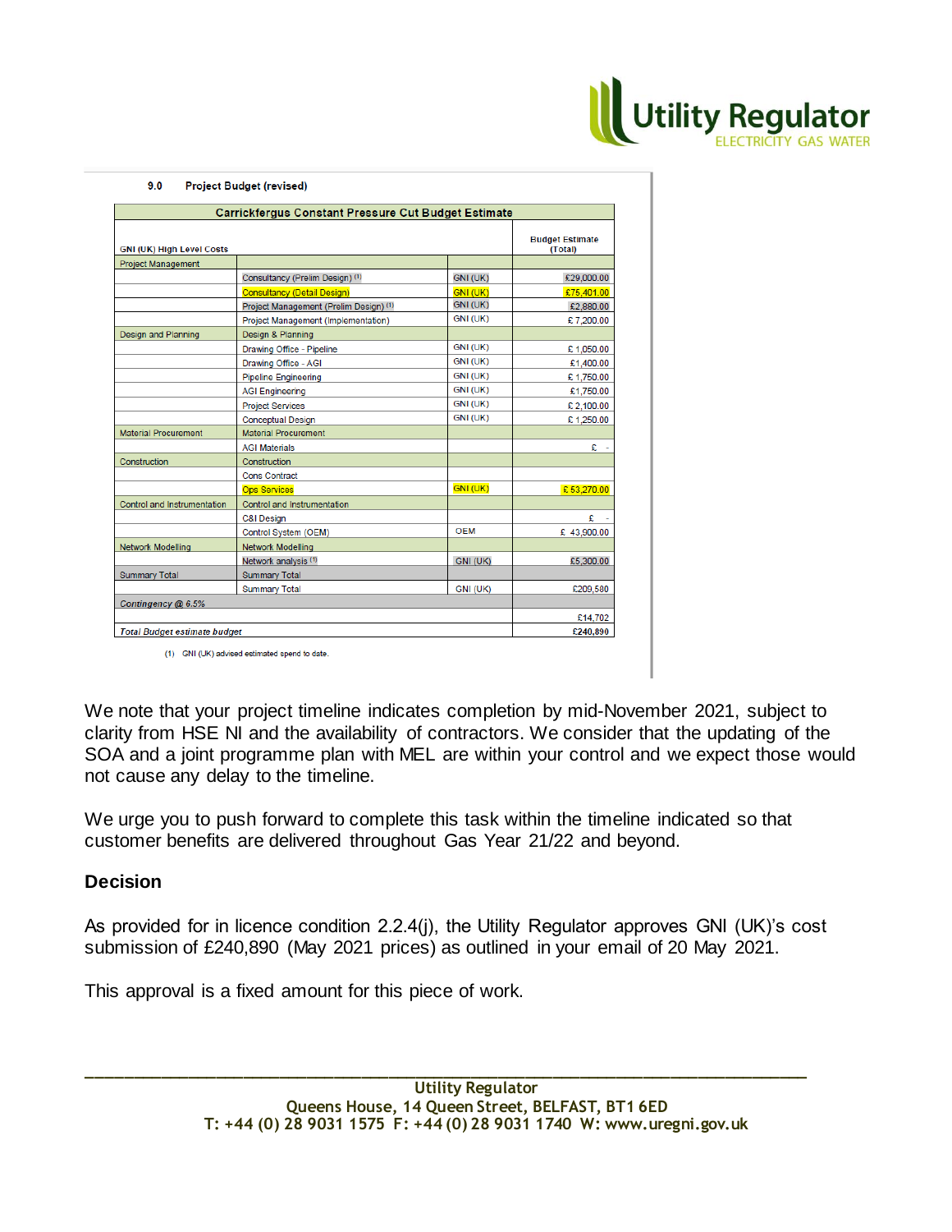### 9.0 Project Budget (revised)

| Carrickfergus Constant Pressure Cut Budget Estimate | | | |
|---|---|---|---|
| GNI (UK) High Level Costs | | | Budget Estimate (Total) |
| Project Management | | | |
| | Consultancy (Prelim Design) [1] | GNI (UK) | £29,000.00 |
| | Consultancy (Detail Design) | GNI (UK) | £75,401.00 |
| | Project Management (Prelim Design) [1] | GNI (UK) | £2,880.00 |
| | Project Management (Implementation) | GNI (UK) | £ 7,200.00 |
| Design and Planning | Design & Planning | | |
| | Drawing Office - Pipeline | GNI (UK) | £ 1,050.00 |
| | Drawing Office - AGI | GNI (UK) | £1,400.00 |
| | Pipeline Engineering | GNI (UK) | £ 1,750.00 |
| | AGI Engineering | GNI (UK) | £1,750.00 |
| | Project Services | GNI (UK) | £ 2,100.00 |
| | Conceptual Design | GNI (UK) | £ 1,250.00 |
| Material Procurement | Material Procurement | | |
| | AGI Materials | | £ - |
| Construction | Construction | | |
| | Cons Contract | | |
| | Ops Services | GNI (UK) | £ 53,270.00 |
| Control and Instrumentation | Control and Instrumentation | | |
| | C&I Design | | £ - |
| | Control System (OEM) | OEM | £ 43,900.00 |
| Network Modelling | Network Modelling | | |
| | Network analysis [1] | GNI (UK) | £5,300.00 |
| Summary Total | Summary Total | | |
| | Summary Total | GNI (UK) | £209,580 |
| *Contingency @ 6.5%* | | | |
| | | | £14,702 |
| *Total Budget estimate budget* | | | £240,890 |

(1) GNI (UK) advised estimated spend to date.

We note that your project timeline indicates completion by mid-November 2021, subject to clarity from HSE NI and the availability of contractors. We consider that the updating of the SOA and a joint programme plan with MEL are within your control and we expect those would not cause any delay to the timeline.

We urge you to push forward to complete this task within the timeline indicated so that customer benefits are delivered throughout Gas Year 21/22 and beyond.

### Decision

As provided for in licence condition 2.2.4(j), the Utility Regulator approves GNI (UK)'s cost submission of £240,890 (May 2021 prices) as outlined in your email of 20 May 2021.

This approval is a fixed amount for this piece of work.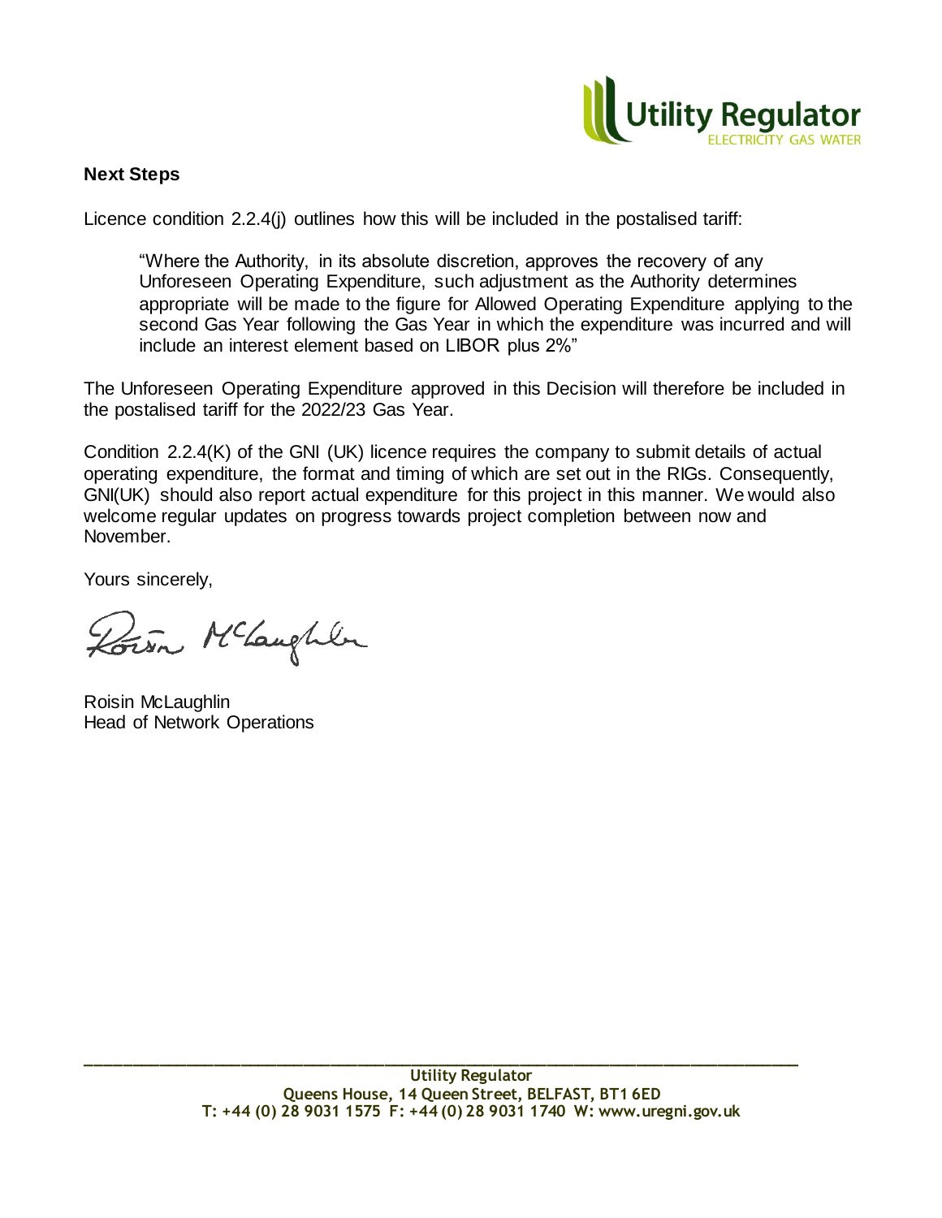## Next Steps

Licence condition 2.2.4(j) outlines how this will be included in the postalised tariff:

> "Where the Authority, in its absolute discretion, approves the recovery of any Unforeseen Operating Expenditure, such adjustment as the Authority determines appropriate will be made to the figure for Allowed Operating Expenditure applying to the second Gas Year following the Gas Year in which the expenditure was incurred and will include an interest element based on LIBOR plus 2%"

The Unforeseen Operating Expenditure approved in this Decision will therefore be included in the postalised tariff for the 2022/23 Gas Year.

Condition 2.2.4(K) of the GNI (UK) licence requires the company to submit details of actual operating expenditure, the format and timing of which are set out in the RIGs. Consequently, GNI(UK) should also report actual expenditure for this project in this manner. We would also welcome regular updates on progress towards project completion between now and November.

Yours sincerely,

Roisin McLaughlin
Head of Network Operations